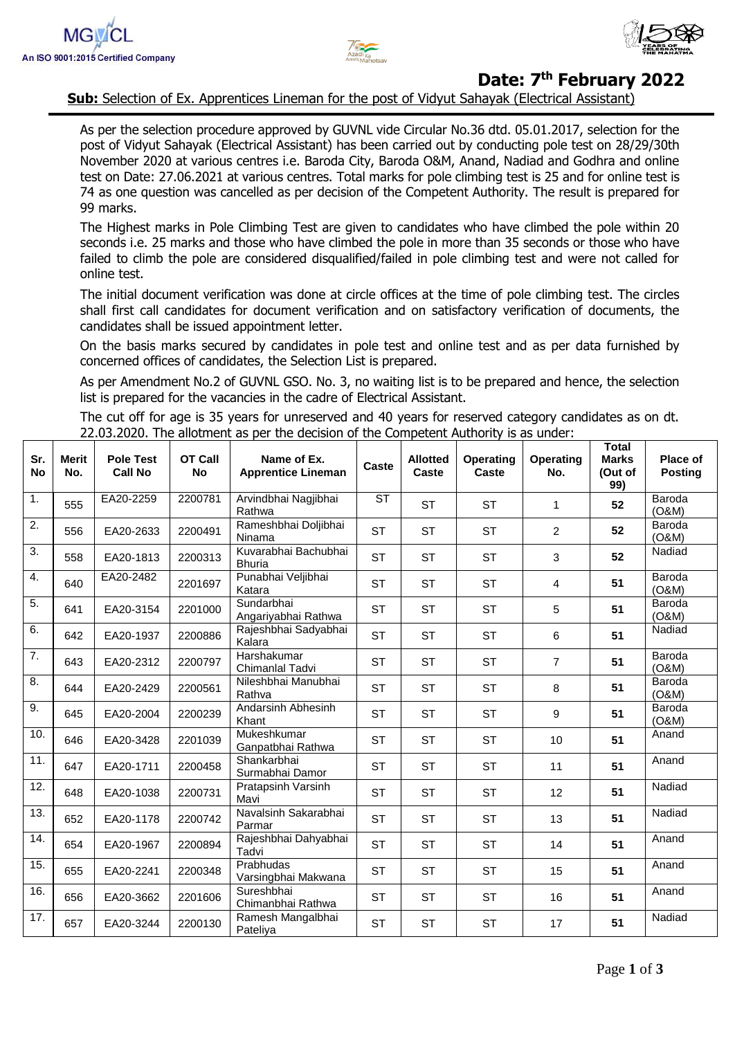MGVCL
An ISO 9001:2015 Certified Company

**Date: 7th February 2022**

**Sub:** Selection of Ex. Apprentices Lineman for the post of Vidyut Sahayak (Electrical Assistant)

As per the selection procedure approved by GUVNL vide Circular No.36 dtd. 05.01.2017, selection for the post of Vidyut Sahayak (Electrical Assistant) has been carried out by conducting pole test on 28/29/30th November 2020 at various centres i.e. Baroda City, Baroda O&M, Anand, Nadiad and Godhra and online test on Date: 27.06.2021 at various centres. Total marks for pole climbing test is 25 and for online test is 74 as one question was cancelled as per decision of the Competent Authority. The result is prepared for 99 marks.

The Highest marks in Pole Climbing Test are given to candidates who have climbed the pole within 20 seconds i.e. 25 marks and those who have climbed the pole in more than 35 seconds or those who have failed to climb the pole are considered disqualified/failed in pole climbing test and were not called for online test.

The initial document verification was done at circle offices at the time of pole climbing test. The circles shall first call candidates for document verification and on satisfactory verification of documents, the candidates shall be issued appointment letter.

On the basis marks secured by candidates in pole test and online test and as per data furnished by concerned offices of candidates, the Selection List is prepared.

As per Amendment No.2 of GUVNL GSO. No. 3, no waiting list is to be prepared and hence, the selection list is prepared for the vacancies in the cadre of Electrical Assistant.

The cut off for age is 35 years for unreserved and 40 years for reserved category candidates as on dt. 22.03.2020. The allotment as per the decision of the Competent Authority is as under:

| Sr. No | Merit No. | Pole Test Call No | OT Call No | Name of Ex. Apprentice Lineman | Caste | Allotted Caste | Operating Caste | Operating No. | Total Marks (Out of 99) | Place of Posting |
|---|---|---|---|---|---|---|---|---|---|---|
| 1. | 555 | EA20-2259 | 2200781 | Arvindbhai Nagjibhai Rathwa | ST | ST | ST | 1 | **52** | Baroda (O&M) |
| 2. | 556 | EA20-2633 | 2200491 | Rameshbhai Doljibhai Ninama | ST | ST | ST | 2 | **52** | Baroda (O&M) |
| 3. | 558 | EA20-1813 | 2200313 | Kuvarabhai Bachubhai Bhuria | ST | ST | ST | 3 | **52** | Nadiad |
| 4. | 640 | EA20-2482 | 2201697 | Punabhai Veljibhai Katara | ST | ST | ST | 4 | **51** | Baroda (O&M) |
| 5. | 641 | EA20-3154 | 2201000 | Sundarbhai Angariyabhai Rathwa | ST | ST | ST | 5 | **51** | Baroda (O&M) |
| 6. | 642 | EA20-1937 | 2200886 | Rajeshbhai Sadyabhai Kalara | ST | ST | ST | 6 | **51** | Nadiad |
| 7. | 643 | EA20-2312 | 2200797 | Harshakumar Chimanlal Tadvi | ST | ST | ST | 7 | **51** | Baroda (O&M) |
| 8. | 644 | EA20-2429 | 2200561 | Nileshbhai Manubhai Rathva | ST | ST | ST | 8 | **51** | Baroda (O&M) |
| 9. | 645 | EA20-2004 | 2200239 | Andarsinh Abhesinh Khant | ST | ST | ST | 9 | **51** | Baroda (O&M) |
| 10. | 646 | EA20-3428 | 2201039 | Mukeshkumar Ganpatbhai Rathwa | ST | ST | ST | 10 | **51** | Anand |
| 11. | 647 | EA20-1711 | 2200458 | Shankarbhai Surmabhai Damor | ST | ST | ST | 11 | **51** | Anand |
| 12. | 648 | EA20-1038 | 2200731 | Pratapsinh Varsinh Mavi | ST | ST | ST | 12 | **51** | Nadiad |
| 13. | 652 | EA20-1178 | 2200742 | Navalsinh Sakarabhai Parmar | ST | ST | ST | 13 | **51** | Nadiad |
| 14. | 654 | EA20-1967 | 2200894 | Rajeshbhai Dahyabhai Tadvi | ST | ST | ST | 14 | **51** | Anand |
| 15. | 655 | EA20-2241 | 2200348 | Prabhudas Varsingbhai Makwana | ST | ST | ST | 15 | **51** | Anand |
| 16. | 656 | EA20-3662 | 2201606 | Sureshbhai Chimanbhai Rathwa | ST | ST | ST | 16 | **51** | Anand |
| 17. | 657 | EA20-3244 | 2200130 | Ramesh Mangalbhai Pateliya | ST | ST | ST | 17 | **51** | Nadiad |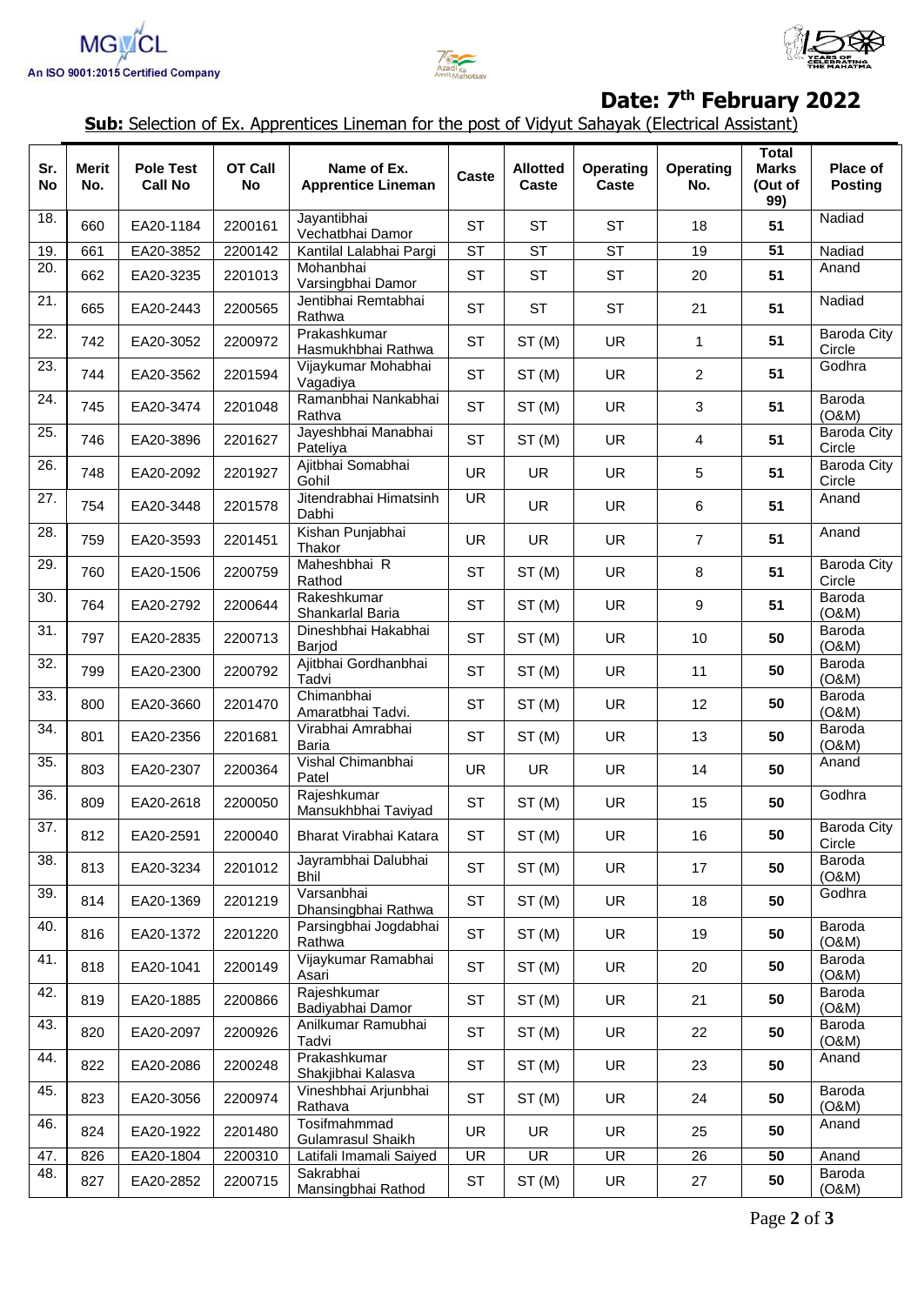MGVCL
An ISO 9001:2015 Certified Company

**Date: 7th February 2022**

**Sub:** Selection of Ex. Apprentices Lineman for the post of Vidyut Sahayak (Electrical Assistant)

| Sr. No | Merit No. | Pole Test Call No | OT Call No | Name of Ex. Apprentice Lineman | Caste | Allotted Caste | Operating Caste | Operating No. | Total Marks (Out of 99) | Place of Posting |
|---|---|---|---|---|---|---|---|---|---|---|
| 18. | 660 | EA20-1184 | 2200161 | Jayantibhai Vechatbhai Damor | ST | ST | ST | 18 | **51** | Nadiad |
| 19. | 661 | EA20-3852 | 2200142 | Kantilal Lalabhai Pargi | ST | ST | ST | 19 | **51** | Nadiad |
| 20. | 662 | EA20-3235 | 2201013 | Mohanbhai Varsingbhai Damor | ST | ST | ST | 20 | **51** | Anand |
| 21. | 665 | EA20-2443 | 2200565 | Jentibhai Remtabhai Rathwa | ST | ST | ST | 21 | **51** | Nadiad |
| 22. | 742 | EA20-3052 | 2200972 | Prakashkumar Hasmukhbhai Rathwa | ST | ST (M) | UR | 1 | **51** | Baroda City Circle |
| 23. | 744 | EA20-3562 | 2201594 | Vijaykumar Mohabhai Vagadiya | ST | ST (M) | UR | 2 | **51** | Godhra |
| 24. | 745 | EA20-3474 | 2201048 | Ramanbhai Nankabhai Rathva | ST | ST (M) | UR | 3 | **51** | Baroda (O&M) |
| 25. | 746 | EA20-3896 | 2201627 | Jayeshbhai Manabhai Pateliya | ST | ST (M) | UR | 4 | **51** | Baroda City Circle |
| 26. | 748 | EA20-2092 | 2201927 | Ajitbhai Somabhai Gohil | UR | UR | UR | 5 | **51** | Baroda City Circle |
| 27. | 754 | EA20-3448 | 2201578 | Jitendrabhai Himatsinh Dabhi | UR | UR | UR | 6 | **51** | Anand |
| 28. | 759 | EA20-3593 | 2201451 | Kishan Punjabhai Thakor | UR | UR | UR | 7 | **51** | Anand |
| 29. | 760 | EA20-1506 | 2200759 | Maheshbhai R Rathod | ST | ST (M) | UR | 8 | **51** | Baroda City Circle |
| 30. | 764 | EA20-2792 | 2200644 | Rakeshkumar Shankarlal Baria | ST | ST (M) | UR | 9 | **51** | Baroda (O&M) |
| 31. | 797 | EA20-2835 | 2200713 | Dineshbhai Hakabhai Barjod | ST | ST (M) | UR | 10 | **50** | Baroda (O&M) |
| 32. | 799 | EA20-2300 | 2200792 | Ajitbhai Gordhanbhai Tadvi | ST | ST (M) | UR | 11 | **50** | Baroda (O&M) |
| 33. | 800 | EA20-3660 | 2201470 | Chimanbhai Amaratbhai Tadvi. | ST | ST (M) | UR | 12 | **50** | Baroda (O&M) |
| 34. | 801 | EA20-2356 | 2201681 | Virabhai Amrabhai Baria | ST | ST (M) | UR | 13 | **50** | Baroda (O&M) |
| 35. | 803 | EA20-2307 | 2200364 | Vishal Chimanbhai Patel | UR | UR | UR | 14 | **50** | Anand |
| 36. | 809 | EA20-2618 | 2200050 | Rajeshkumar Mansukhbhai Taviyad | ST | ST (M) | UR | 15 | **50** | Godhra |
| 37. | 812 | EA20-2591 | 2200040 | Bharat Virabhai Katara | ST | ST (M) | UR | 16 | **50** | Baroda City Circle |
| 38. | 813 | EA20-3234 | 2201012 | Jayrambhai Dalubhai Bhil | ST | ST (M) | UR | 17 | **50** | Baroda (O&M) |
| 39. | 814 | EA20-1369 | 2201219 | Varsanbhai Dhansingbhai Rathwa | ST | ST (M) | UR | 18 | **50** | Godhra |
| 40. | 816 | EA20-1372 | 2201220 | Parsingbhai Jogdabhai Rathwa | ST | ST (M) | UR | 19 | **50** | Baroda (O&M) |
| 41. | 818 | EA20-1041 | 2200149 | Vijaykumar Ramabhai Asari | ST | ST (M) | UR | 20 | **50** | Baroda (O&M) |
| 42. | 819 | EA20-1885 | 2200866 | Rajeshkumar Badiyabhai Damor | ST | ST (M) | UR | 21 | **50** | Baroda (O&M) |
| 43. | 820 | EA20-2097 | 2200926 | Anilkumar Ramubhai Tadvi | ST | ST (M) | UR | 22 | **50** | Baroda (O&M) |
| 44. | 822 | EA20-2086 | 2200248 | Prakashkumar Shakjibhai Kalasva | ST | ST (M) | UR | 23 | **50** | Anand |
| 45. | 823 | EA20-3056 | 2200974 | Vineshbhai Arjunbhai Rathava | ST | ST (M) | UR | 24 | **50** | Baroda (O&M) |
| 46. | 824 | EA20-1922 | 2201480 | Tosifmahmmad Gulamrasul Shaikh | UR | UR | UR | 25 | **50** | Anand |
| 47. | 826 | EA20-1804 | 2200310 | Latifali Imamali Saiyed | UR | UR | UR | 26 | **50** | Anand |
| 48. | 827 | EA20-2852 | 2200715 | Sakrabhai Mansingbhai Rathod | ST | ST (M) | UR | 27 | **50** | Baroda (O&M) |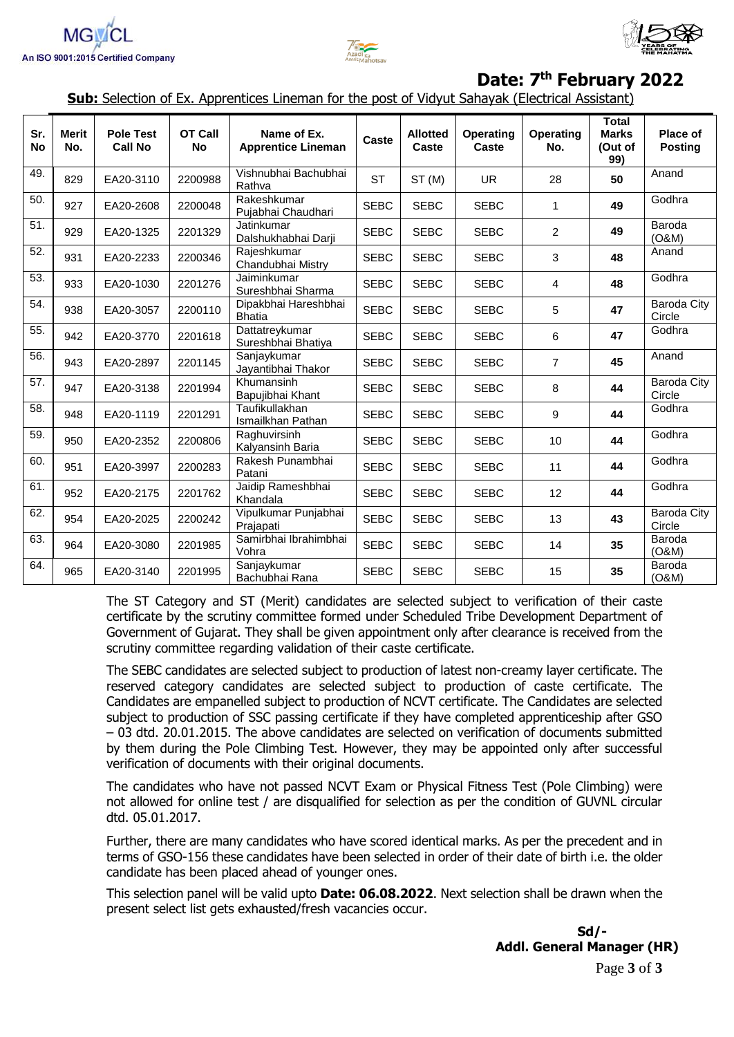An ISO 9001:2015 Certified Company

**Date: 7th February 2022**

**Sub:** Selection of Ex. Apprentices Lineman for the post of Vidyut Sahayak (Electrical Assistant)

| Sr. No | Merit No. | Pole Test Call No | OT Call No | Name of Ex. Apprentice Lineman | Caste | Allotted Caste | Operating Caste | Operating No. | Total Marks (Out of 99) | Place of Posting |
|---|---|---|---|---|---|---|---|---|---|---|
| 49. | 829 | EA20-3110 | 2200988 | Vishnubhai Bachubhai Rathva | ST | ST (M) | UR | 28 | **50** | Anand |
| 50. | 927 | EA20-2608 | 2200048 | Rakeshkumar Pujabhai Chaudhari | SEBC | SEBC | SEBC | 1 | **49** | Godhra |
| 51. | 929 | EA20-1325 | 2201329 | Jatinkumar Dalshukhabhai Darji | SEBC | SEBC | SEBC | 2 | **49** | Baroda (O&M) |
| 52. | 931 | EA20-2233 | 2200346 | Rajeshkumar Chandubhai Mistry | SEBC | SEBC | SEBC | 3 | **48** | Anand |
| 53. | 933 | EA20-1030 | 2201276 | Jaiminkumar Sureshbhai Sharma | SEBC | SEBC | SEBC | 4 | **48** | Godhra |
| 54. | 938 | EA20-3057 | 2200110 | Dipakbhai Hareshbhai Bhatia | SEBC | SEBC | SEBC | 5 | **47** | Baroda City Circle |
| 55. | 942 | EA20-3770 | 2201618 | Dattatreykumar Sureshbhai Bhatiya | SEBC | SEBC | SEBC | 6 | **47** | Godhra |
| 56. | 943 | EA20-2897 | 2201145 | Sanjaykumar Jayantibhai Thakor | SEBC | SEBC | SEBC | 7 | **45** | Anand |
| 57. | 947 | EA20-3138 | 2201994 | Khumansinh Bapujibhai Khant | SEBC | SEBC | SEBC | 8 | **44** | Baroda City Circle |
| 58. | 948 | EA20-1119 | 2201291 | Taufikullakhan Ismailkhan Pathan | SEBC | SEBC | SEBC | 9 | **44** | Godhra |
| 59. | 950 | EA20-2352 | 2200806 | Raghuvirsinh Kalyansinh Baria | SEBC | SEBC | SEBC | 10 | **44** | Godhra |
| 60. | 951 | EA20-3997 | 2200283 | Rakesh Punambhai Patani | SEBC | SEBC | SEBC | 11 | **44** | Godhra |
| 61. | 952 | EA20-2175 | 2201762 | Jaidip Rameshbhai Khandala | SEBC | SEBC | SEBC | 12 | **44** | Godhra |
| 62. | 954 | EA20-2025 | 2200242 | Vipulkumar Punjabhai Prajapati | SEBC | SEBC | SEBC | 13 | **43** | Baroda City Circle |
| 63. | 964 | EA20-3080 | 2201985 | Samirbhai Ibrahimbhai Vohra | SEBC | SEBC | SEBC | 14 | **35** | Baroda (O&M) |
| 64. | 965 | EA20-3140 | 2201995 | Sanjaykumar Bachubhai Rana | SEBC | SEBC | SEBC | 15 | **35** | Baroda (O&M) |

The ST Category and ST (Merit) candidates are selected subject to verification of their caste certificate by the scrutiny committee formed under Scheduled Tribe Development Department of Government of Gujarat. They shall be given appointment only after clearance is received from the scrutiny committee regarding validation of their caste certificate.

The SEBC candidates are selected subject to production of latest non-creamy layer certificate. The reserved category candidates are selected subject to production of caste certificate. The Candidates are empanelled subject to production of NCVT certificate. The Candidates are selected subject to production of SSC passing certificate if they have completed apprenticeship after GSO – 03 dtd. 20.01.2015. The above candidates are selected on verification of documents submitted by them during the Pole Climbing Test. However, they may be appointed only after successful verification of documents with their original documents.

The candidates who have not passed NCVT Exam or Physical Fitness Test (Pole Climbing) were not allowed for online test / are disqualified for selection as per the condition of GUVNL circular dtd. 05.01.2017.

Further, there are many candidates who have scored identical marks. As per the precedent and in terms of GSO-156 these candidates have been selected in order of their date of birth i.e. the older candidate has been placed ahead of younger ones.

This selection panel will be valid upto **Date: 06.08.2022**. Next selection shall be drawn when the present select list gets exhausted/fresh vacancies occur.

**Sd/-**
**Addl. General Manager (HR)**